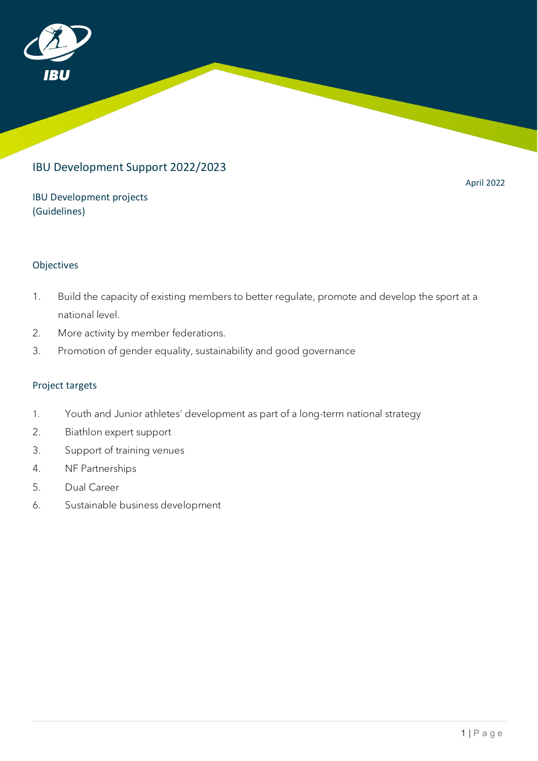# IBU Development Support 2022/2023

April 2022

## IBU Development projects
## (Guidelines)

### Objectives

1. Build the capacity of existing members to better regulate, promote and develop the sport at a national level.
2. More activity by member federations.
3. Promotion of gender equality, sustainability and good governance

### Project targets

1. Youth and Junior athletes' development as part of a long-term national strategy
2. Biathlon expert support
3. Support of training venues
4. NF Partnerships
5. Dual Career
6. Sustainable business development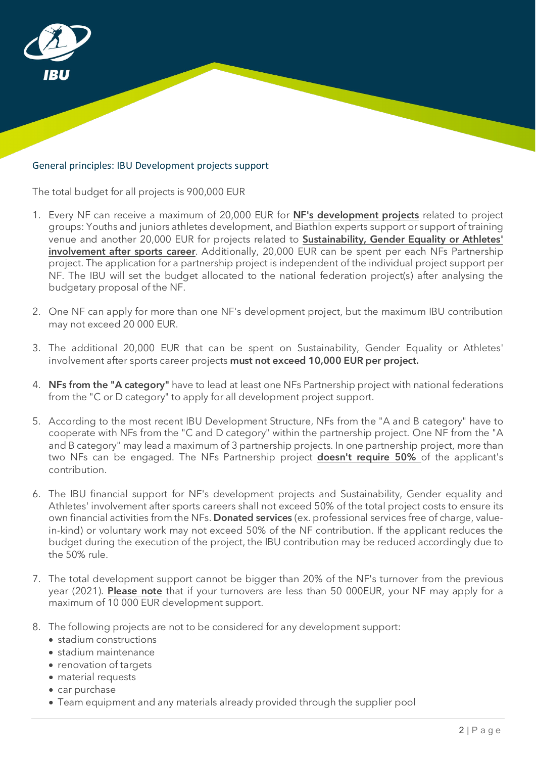## General principles: IBU Development projects support

The total budget for all projects is 900,000 EUR

1. Every NF can receive a maximum of 20,000 EUR for **NF's development projects** related to project groups: Youths and juniors athletes development, and Biathlon experts support or support of training venue and another 20,000 EUR for projects related to **Sustainability, Gender Equality or Athletes' involvement after sports career**. Additionally, 20,000 EUR can be spent per each NFs Partnership project. The application for a partnership project is independent of the individual project support per NF. The IBU will set the budget allocated to the national federation project(s) after analysing the budgetary proposal of the NF.

2. One NF can apply for more than one NF's development project, but the maximum IBU contribution may not exceed 20 000 EUR.

3. The additional 20,000 EUR that can be spent on Sustainability, Gender Equality or Athletes' involvement after sports career projects **must not exceed 10,000 EUR per project.**

4. **NFs from the "A category"** have to lead at least one NFs Partnership project with national federations from the "C or D category" to apply for all development project support.

5. According to the most recent IBU Development Structure, NFs from the "A and B category" have to cooperate with NFs from the "C and D category" within the partnership project. One NF from the "A and B category" may lead a maximum of 3 partnership projects. In one partnership project, more than two NFs can be engaged. The NFs Partnership project **doesn't require 50%** of the applicant's contribution.

6. The IBU financial support for NF's development projects and Sustainability, Gender equality and Athletes' involvement after sports careers shall not exceed 50% of the total project costs to ensure its own financial activities from the NFs. **Donated services** (ex. professional services free of charge, value-in-kind) or voluntary work may not exceed 50% of the NF contribution. If the applicant reduces the budget during the execution of the project, the IBU contribution may be reduced accordingly due to the 50% rule.

7. The total development support cannot be bigger than 20% of the NF's turnover from the previous year (2021). **Please note** that if your turnovers are less than 50 000EUR, your NF may apply for a maximum of 10 000 EUR development support.

8. The following projects are not to be considered for any development support:
   - stadium constructions
   - stadium maintenance
   - renovation of targets
   - material requests
   - car purchase
   - Team equipment and any materials already provided through the supplier pool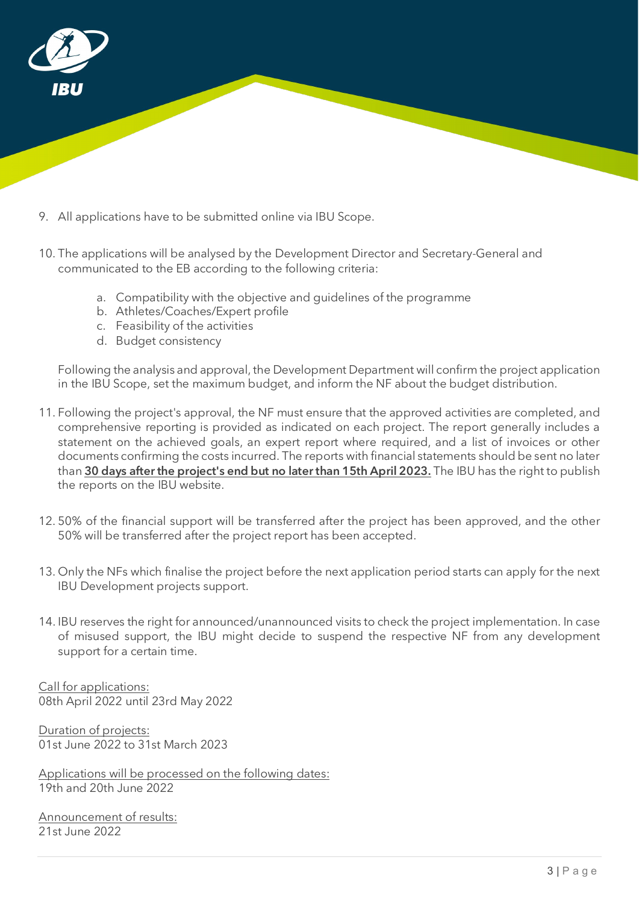9. All applications have to be submitted online via IBU Scope.

10. The applications will be analysed by the Development Director and Secretary-General and communicated to the EB according to the following criteria:

    a. Compatibility with the objective and guidelines of the programme
    b. Athletes/Coaches/Expert profile
    c. Feasibility of the activities
    d. Budget consistency

    Following the analysis and approval, the Development Department will confirm the project application in the IBU Scope, set the maximum budget, and inform the NF about the budget distribution.

11. Following the project's approval, the NF must ensure that the approved activities are completed, and comprehensive reporting is provided as indicated on each project. The report generally includes a statement on the achieved goals, an expert report where required, and a list of invoices or other documents confirming the costs incurred. The reports with financial statements should be sent no later than **<u>30 days after the project's end but no later than 15th April 2023.</u>** The IBU has the right to publish the reports on the IBU website.

12. 50% of the financial support will be transferred after the project has been approved, and the other 50% will be transferred after the project report has been accepted.

13. Only the NFs which finalise the project before the next application period starts can apply for the next IBU Development projects support.

14. IBU reserves the right for announced/unannounced visits to check the project implementation. In case of misused support, the IBU might decide to suspend the respective NF from any development support for a certain time.

<u>Call for applications:</u>
08th April 2022 until 23rd May 2022

<u>Duration of projects:</u>
01st June 2022 to 31st March 2023

<u>Applications will be processed on the following dates:</u>
19th and 20th June 2022

<u>Announcement of results:</u>
21st June 2022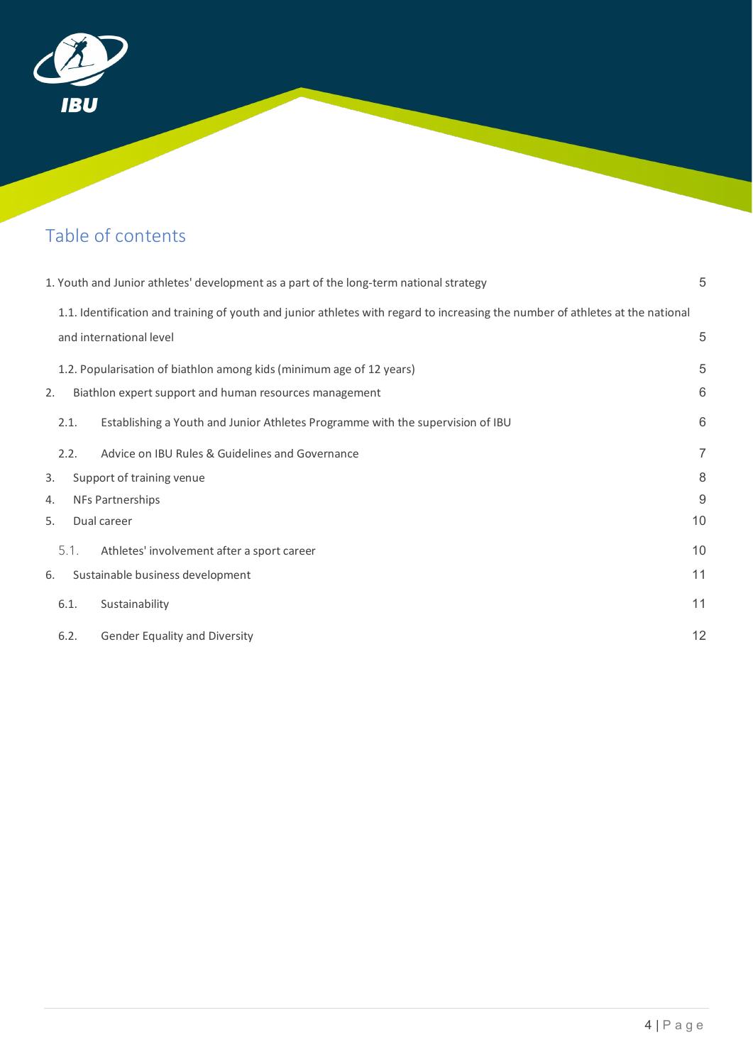## Table of contents

1. Youth and Junior athletes' development as a part of the long-term national strategy 5
   - 1.1. Identification and training of youth and junior athletes with regard to increasing the number of athletes at the national and international level 5
   - 1.2. Popularisation of biathlon among kids (minimum age of 12 years) 5
2. Biathlon expert support and human resources management 6
   - 2.1. Establishing a Youth and Junior Athletes Programme with the supervision of IBU 6
   - 2.2. Advice on IBU Rules & Guidelines and Governance 7
3. Support of training venue 8
4. NFs Partnerships 9
5. Dual career 10
   - 5.1. Athletes' involvement after a sport career 10
6. Sustainable business development 11
   - 6.1. Sustainability 11
   - 6.2. Gender Equality and Diversity 12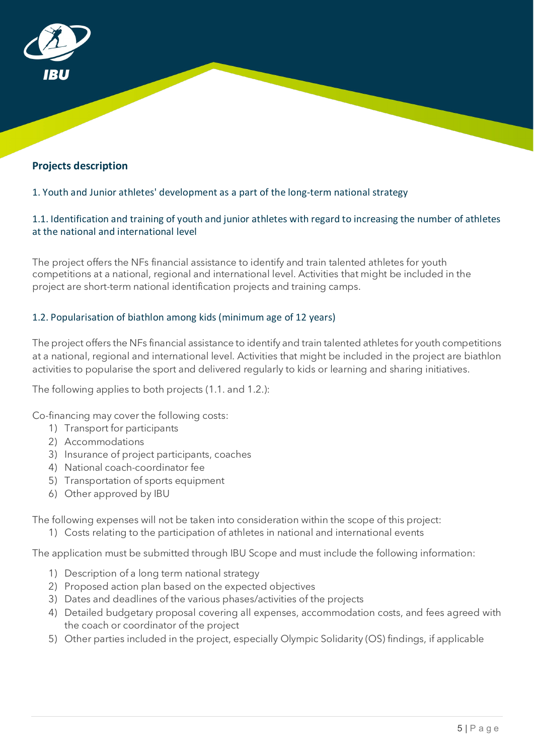## Projects description

### 1. Youth and Junior athletes' development as a part of the long-term national strategy

#### 1.1. Identification and training of youth and junior athletes with regard to increasing the number of athletes at the national and international level

The project offers the NFs financial assistance to identify and train talented athletes for youth competitions at a national, regional and international level. Activities that might be included in the project are short-term national identification projects and training camps.

#### 1.2. Popularisation of biathlon among kids (minimum age of 12 years)

The project offers the NFs financial assistance to identify and train talented athletes for youth competitions at a national, regional and international level. Activities that might be included in the project are biathlon activities to popularise the sport and delivered regularly to kids or learning and sharing initiatives.

The following applies to both projects (1.1. and 1.2.):

Co-financing may cover the following costs:

1) Transport for participants
2) Accommodations
3) Insurance of project participants, coaches
4) National coach-coordinator fee
5) Transportation of sports equipment
6) Other approved by IBU

The following expenses will not be taken into consideration within the scope of this project:

1) Costs relating to the participation of athletes in national and international events

The application must be submitted through IBU Scope and must include the following information:

1) Description of a long term national strategy
2) Proposed action plan based on the expected objectives
3) Dates and deadlines of the various phases/activities of the projects
4) Detailed budgetary proposal covering all expenses, accommodation costs, and fees agreed with the coach or coordinator of the project
5) Other parties included in the project, especially Olympic Solidarity (OS) findings, if applicable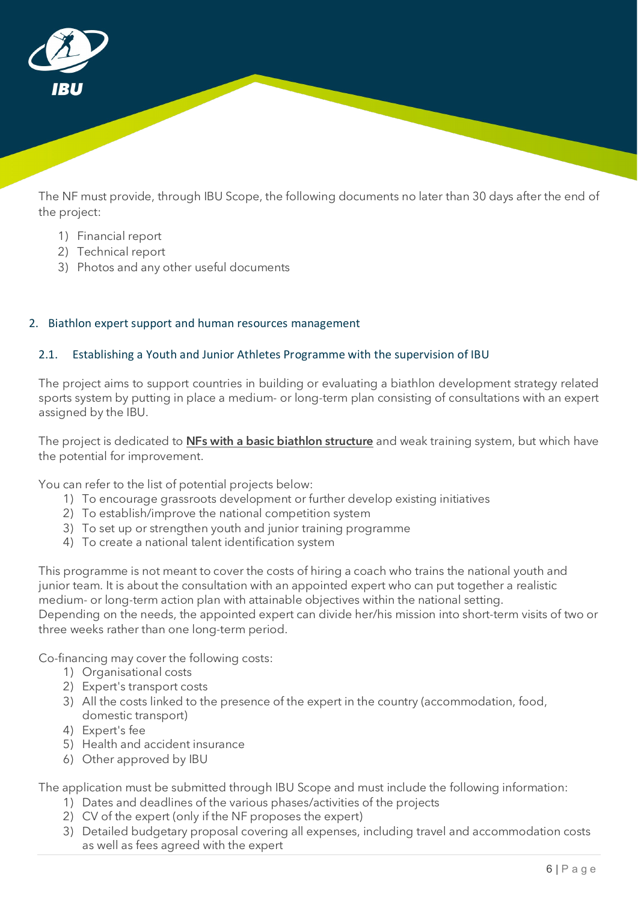The NF must provide, through IBU Scope, the following documents no later than 30 days after the end of the project:

1) Financial report
2) Technical report
3) Photos and any other useful documents

## 2. Biathlon expert support and human resources management

### 2.1. Establishing a Youth and Junior Athletes Programme with the supervision of IBU

The project aims to support countries in building or evaluating a biathlon development strategy related sports system by putting in place a medium- or long-term plan consisting of consultations with an expert assigned by the IBU.

The project is dedicated to **NFs with a basic biathlon structure** and weak training system, but which have the potential for improvement.

You can refer to the list of potential projects below:

1) To encourage grassroots development or further develop existing initiatives
2) To establish/improve the national competition system
3) To set up or strengthen youth and junior training programme
4) To create a national talent identification system

This programme is not meant to cover the costs of hiring a coach who trains the national youth and junior team. It is about the consultation with an appointed expert who can put together a realistic medium- or long-term action plan with attainable objectives within the national setting.
Depending on the needs, the appointed expert can divide her/his mission into short-term visits of two or three weeks rather than one long-term period.

Co-financing may cover the following costs:

1) Organisational costs
2) Expert's transport costs
3) All the costs linked to the presence of the expert in the country (accommodation, food, domestic transport)
4) Expert's fee
5) Health and accident insurance
6) Other approved by IBU

The application must be submitted through IBU Scope and must include the following information:

1) Dates and deadlines of the various phases/activities of the projects
2) CV of the expert (only if the NF proposes the expert)
3) Detailed budgetary proposal covering all expenses, including travel and accommodation costs as well as fees agreed with the expert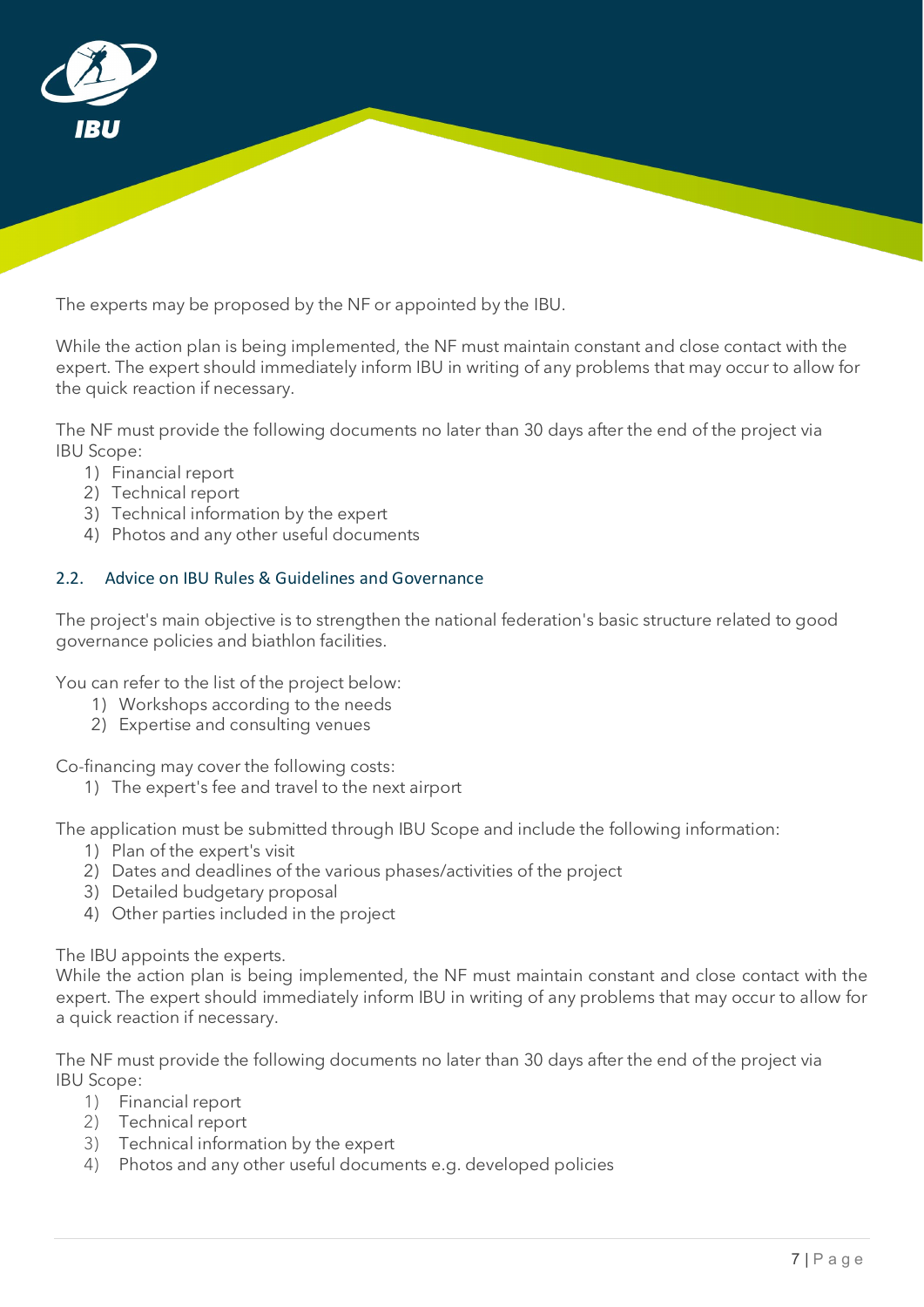The experts may be proposed by the NF or appointed by the IBU.

While the action plan is being implemented, the NF must maintain constant and close contact with the expert. The expert should immediately inform IBU in writing of any problems that may occur to allow for the quick reaction if necessary.

The NF must provide the following documents no later than 30 days after the end of the project via IBU Scope:

1) Financial report
2) Technical report
3) Technical information by the expert
4) Photos and any other useful documents

### 2.2. Advice on IBU Rules & Guidelines and Governance

The project's main objective is to strengthen the national federation's basic structure related to good governance policies and biathlon facilities.

You can refer to the list of the project below:

1) Workshops according to the needs
2) Expertise and consulting venues

Co-financing may cover the following costs:

1) The expert's fee and travel to the next airport

The application must be submitted through IBU Scope and include the following information:

1) Plan of the expert's visit
2) Dates and deadlines of the various phases/activities of the project
3) Detailed budgetary proposal
4) Other parties included in the project

The IBU appoints the experts.
While the action plan is being implemented, the NF must maintain constant and close contact with the expert. The expert should immediately inform IBU in writing of any problems that may occur to allow for a quick reaction if necessary.

The NF must provide the following documents no later than 30 days after the end of the project via IBU Scope:

1) Financial report
2) Technical report
3) Technical information by the expert
4) Photos and any other useful documents e.g. developed policies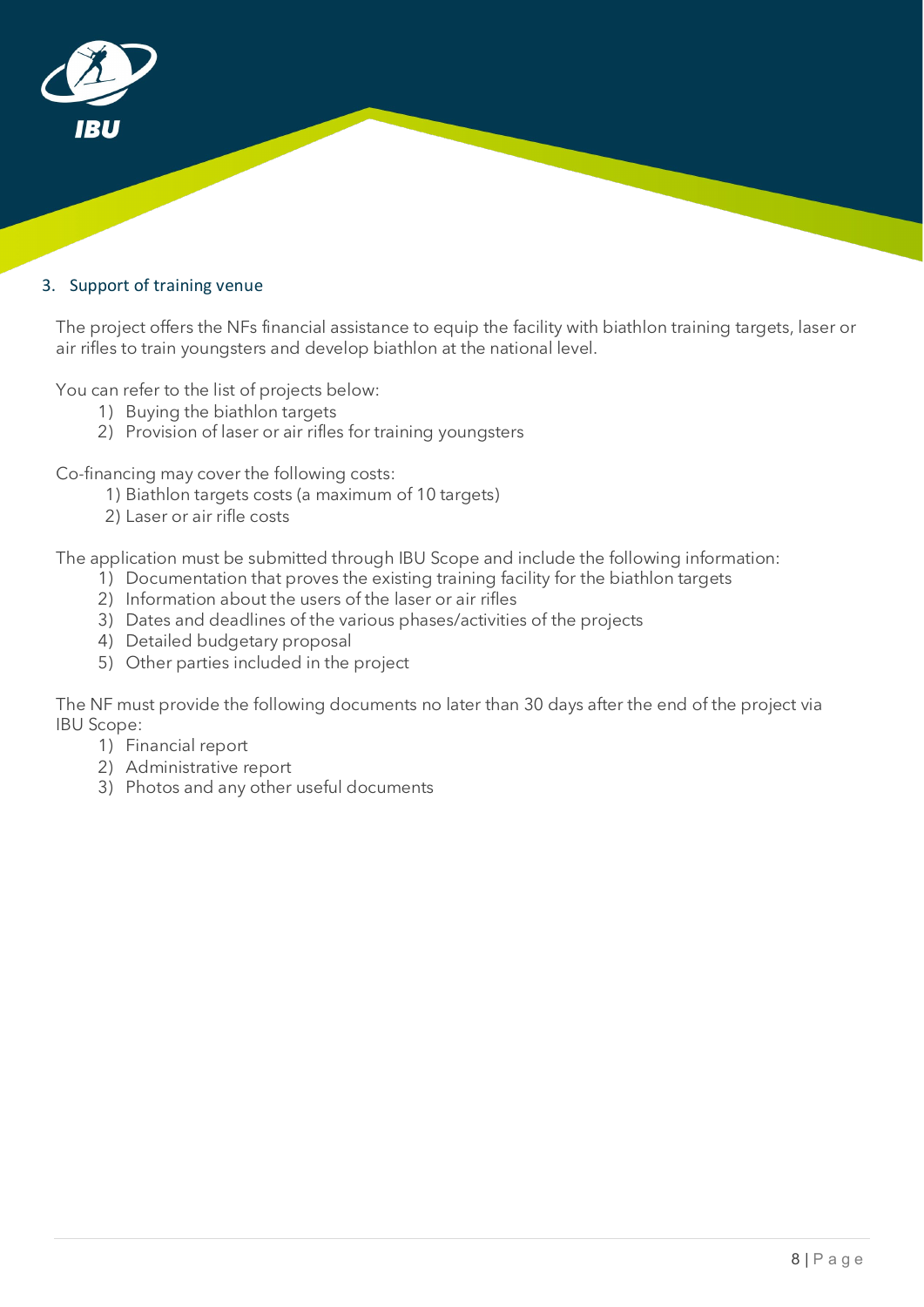## 3. Support of training venue

The project offers the NFs financial assistance to equip the facility with biathlon training targets, laser or air rifles to train youngsters and develop biathlon at the national level.

You can refer to the list of projects below:

1) Buying the biathlon targets
2) Provision of laser or air rifles for training youngsters

Co-financing may cover the following costs:

1) Biathlon targets costs (a maximum of 10 targets)
2) Laser or air rifle costs

The application must be submitted through IBU Scope and include the following information:

1) Documentation that proves the existing training facility for the biathlon targets
2) Information about the users of the laser or air rifles
3) Dates and deadlines of the various phases/activities of the projects
4) Detailed budgetary proposal
5) Other parties included in the project

The NF must provide the following documents no later than 30 days after the end of the project via IBU Scope:

1) Financial report
2) Administrative report
3) Photos and any other useful documents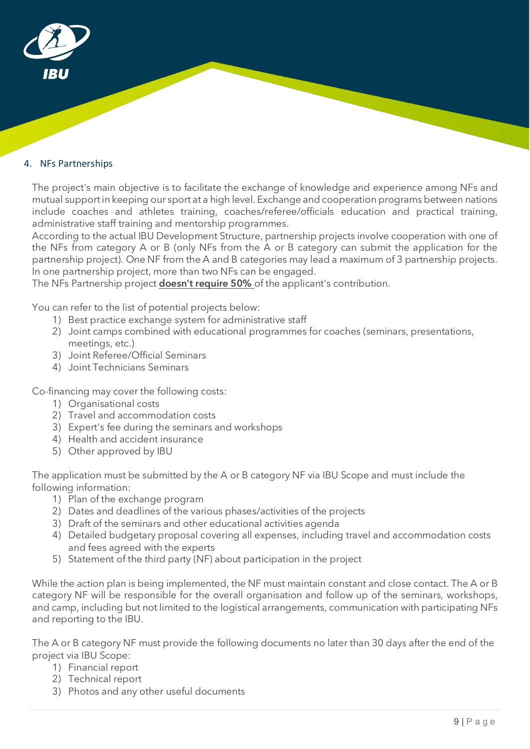## 4. NFs Partnerships

The project's main objective is to facilitate the exchange of knowledge and experience among NFs and mutual support in keeping our sport at a high level. Exchange and cooperation programs between nations include coaches and athletes training, coaches/referee/officials education and practical training, administrative staff training and mentorship programmes.
According to the actual IBU Development Structure, partnership projects involve cooperation with one of the NFs from category A or B (only NFs from the A or B category can submit the application for the partnership project). One NF from the A and B categories may lead a maximum of 3 partnership projects. In one partnership project, more than two NFs can be engaged.
The NFs Partnership project **doesn't require 50%** of the applicant's contribution.

You can refer to the list of potential projects below:

1) Best practice exchange system for administrative staff
2) Joint camps combined with educational programmes for coaches (seminars, presentations, meetings, etc.)
3) Joint Referee/Official Seminars
4) Joint Technicians Seminars

Co-financing may cover the following costs:

1) Organisational costs
2) Travel and accommodation costs
3) Expert's fee during the seminars and workshops
4) Health and accident insurance
5) Other approved by IBU

The application must be submitted by the A or B category NF via IBU Scope and must include the following information:

1) Plan of the exchange program
2) Dates and deadlines of the various phases/activities of the projects
3) Draft of the seminars and other educational activities agenda
4) Detailed budgetary proposal covering all expenses, including travel and accommodation costs and fees agreed with the experts
5) Statement of the third party (NF) about participation in the project

While the action plan is being implemented, the NF must maintain constant and close contact. The A or B category NF will be responsible for the overall organisation and follow up of the seminars, workshops, and camp, including but not limited to the logistical arrangements, communication with participating NFs and reporting to the IBU.

The A or B category NF must provide the following documents no later than 30 days after the end of the project via IBU Scope:

1) Financial report
2) Technical report
3) Photos and any other useful documents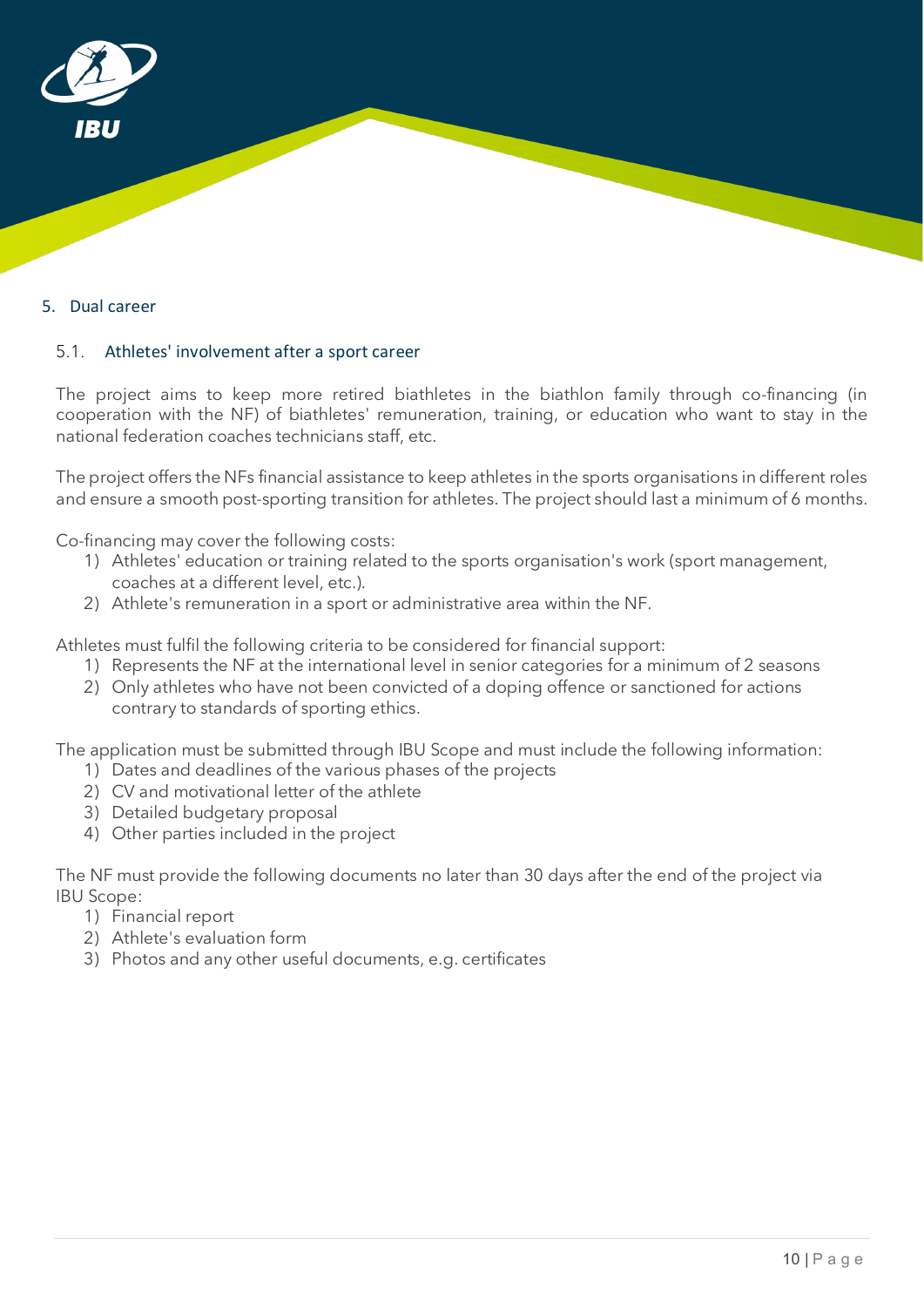## 5. Dual career

### 5.1. Athletes' involvement after a sport career

The project aims to keep more retired biathletes in the biathlon family through co-financing (in cooperation with the NF) of biathletes' remuneration, training, or education who want to stay in the national federation coaches technicians staff, etc.

The project offers the NFs financial assistance to keep athletes in the sports organisations in different roles and ensure a smooth post-sporting transition for athletes. The project should last a minimum of 6 months.

Co-financing may cover the following costs:

1) Athletes' education or training related to the sports organisation's work (sport management, coaches at a different level, etc.).
2) Athlete's remuneration in a sport or administrative area within the NF.

Athletes must fulfil the following criteria to be considered for financial support:

1) Represents the NF at the international level in senior categories for a minimum of 2 seasons
2) Only athletes who have not been convicted of a doping offence or sanctioned for actions contrary to standards of sporting ethics.

The application must be submitted through IBU Scope and must include the following information:

1) Dates and deadlines of the various phases of the projects
2) CV and motivational letter of the athlete
3) Detailed budgetary proposal
4) Other parties included in the project

The NF must provide the following documents no later than 30 days after the end of the project via IBU Scope:

1) Financial report
2) Athlete's evaluation form
3) Photos and any other useful documents, e.g. certificates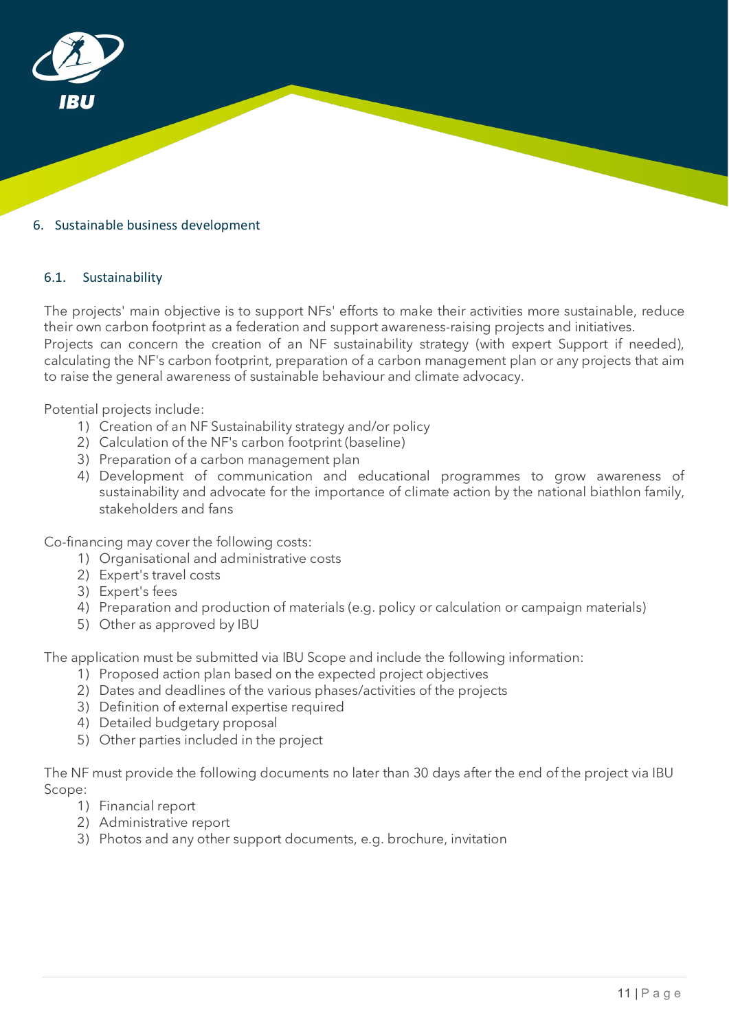## 6. Sustainable business development

### 6.1. Sustainability

The projects' main objective is to support NFs' efforts to make their activities more sustainable, reduce their own carbon footprint as a federation and support awareness-raising projects and initiatives.
Projects can concern the creation of an NF sustainability strategy (with expert Support if needed), calculating the NF's carbon footprint, preparation of a carbon management plan or any projects that aim to raise the general awareness of sustainable behaviour and climate advocacy.

Potential projects include:

1) Creation of an NF Sustainability strategy and/or policy
2) Calculation of the NF's carbon footprint (baseline)
3) Preparation of a carbon management plan
4) Development of communication and educational programmes to grow awareness of sustainability and advocate for the importance of climate action by the national biathlon family, stakeholders and fans

Co-financing may cover the following costs:

1) Organisational and administrative costs
2) Expert's travel costs
3) Expert's fees
4) Preparation and production of materials (e.g. policy or calculation or campaign materials)
5) Other as approved by IBU

The application must be submitted via IBU Scope and include the following information:

1) Proposed action plan based on the expected project objectives
2) Dates and deadlines of the various phases/activities of the projects
3) Definition of external expertise required
4) Detailed budgetary proposal
5) Other parties included in the project

The NF must provide the following documents no later than 30 days after the end of the project via IBU Scope:

1) Financial report
2) Administrative report
3) Photos and any other support documents, e.g. brochure, invitation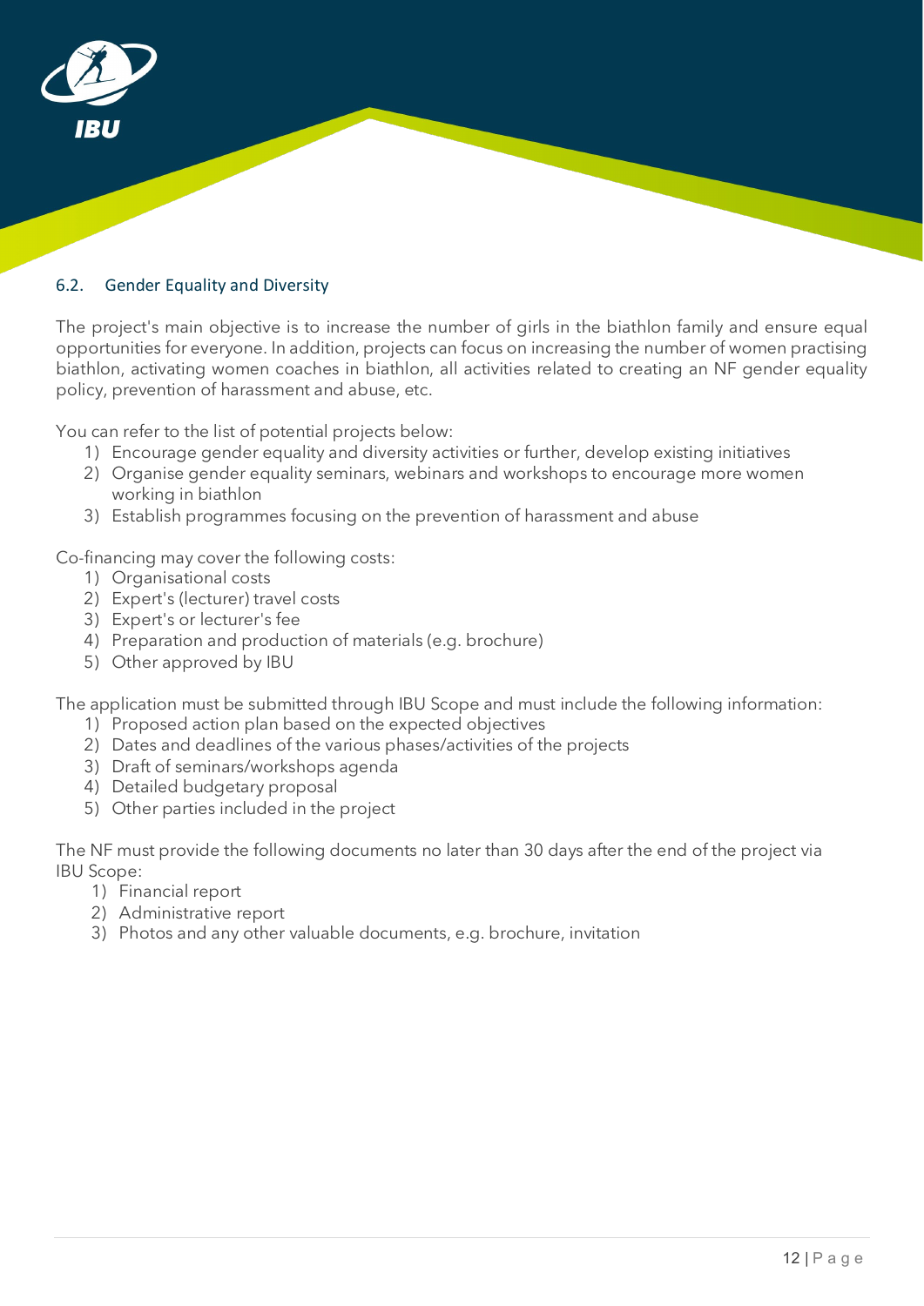### 6.2. Gender Equality and Diversity

The project's main objective is to increase the number of girls in the biathlon family and ensure equal opportunities for everyone. In addition, projects can focus on increasing the number of women practising biathlon, activating women coaches in biathlon, all activities related to creating an NF gender equality policy, prevention of harassment and abuse, etc.

You can refer to the list of potential projects below:

1) Encourage gender equality and diversity activities or further, develop existing initiatives
2) Organise gender equality seminars, webinars and workshops to encourage more women working in biathlon
3) Establish programmes focusing on the prevention of harassment and abuse

Co-financing may cover the following costs:

1) Organisational costs
2) Expert's (lecturer) travel costs
3) Expert's or lecturer's fee
4) Preparation and production of materials (e.g. brochure)
5) Other approved by IBU

The application must be submitted through IBU Scope and must include the following information:

1) Proposed action plan based on the expected objectives
2) Dates and deadlines of the various phases/activities of the projects
3) Draft of seminars/workshops agenda
4) Detailed budgetary proposal
5) Other parties included in the project

The NF must provide the following documents no later than 30 days after the end of the project via IBU Scope:

1) Financial report
2) Administrative report
3) Photos and any other valuable documents, e.g. brochure, invitation